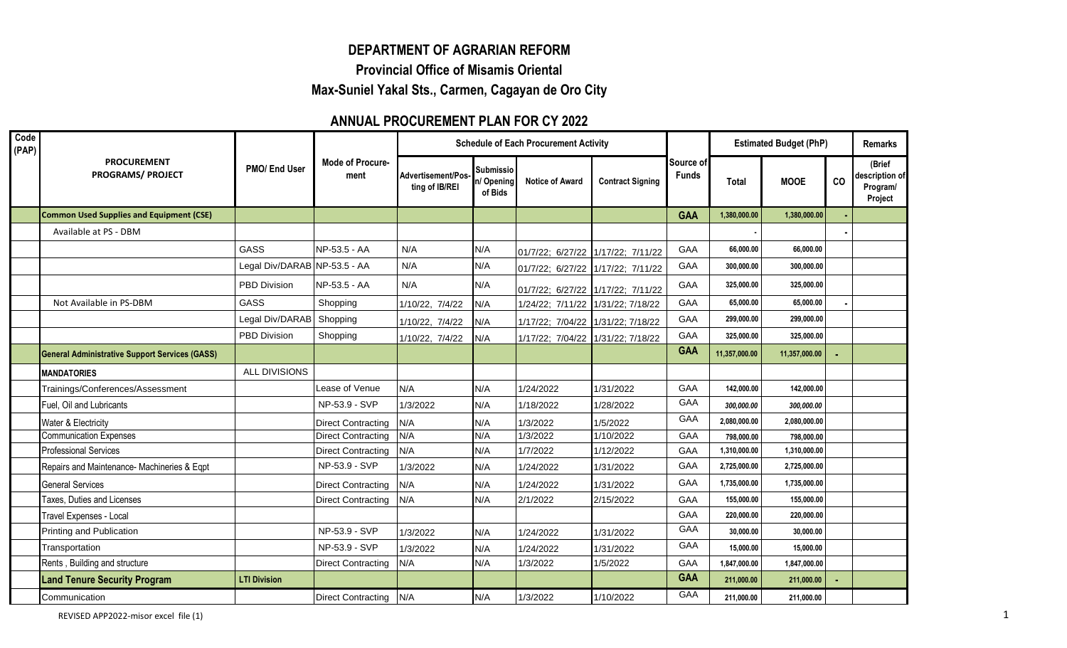# DEPARTMENT OF AGRARIAN REFORM

## Provincial Office of Misamis Oriental

## Max-Suniel Yakal Sts., Carmen, Cagayan de Oro City

## ANNUAL PROCUREMENT PLAN FOR CY 2022

| Code (PAP) | PROCUREMENT PROGRAMS/ PROJECT | PMO/ End User | Mode of Procurement | Schedule of Each Procurement Activity | | | | Source of Funds | Estimated Budget (PhP) | | | Remarks |
|---|---|---|---|---|---|---|---|---|---|---|---|---|
| | | | | Advertisement/Posting of IB/REI | Submission/ Opening of Bids | Notice of Award | Contract Signing | | Total | MOOE | CO | (Brief description of Program/ Project |
| | **Common Used Supplies and Equipment (CSE)** | | | | | | | **GAA** | 1,380,000.00 | 1,380,000.00 | - | |
| | Available at PS - DBM | | | | | | | | - | | - | |
| | | GASS | NP-53.5 - AA | N/A | N/A | 01/7/22; 6/27/22 | 1/17/22; 7/11/22 | GAA | 66,000.00 | 66,000.00 | | |
| | | Legal Div/DARAB | NP-53.5 - AA | N/A | N/A | 01/7/22; 6/27/22 | 1/17/22; 7/11/22 | GAA | 300,000.00 | 300,000.00 | | |
| | | PBD Division | NP-53.5 - AA | N/A | N/A | 01/7/22; 6/27/22 | 1/17/22; 7/11/22 | GAA | 325,000.00 | 325,000.00 | | |
| | Not Available in PS-DBM | GASS | Shopping | 1/10/22, 7/4/22 | N/A | 1/24/22; 7/11/22 | 1/31/22; 7/18/22 | GAA | 65,000.00 | 65,000.00 | - | |
| | | Legal Div/DARAB | Shopping | 1/10/22, 7/4/22 | N/A | 1/17/22; 7/04/22 | 1/31/22; 7/18/22 | GAA | 299,000.00 | 299,000.00 | | |
| | | PBD Division | Shopping | 1/10/22, 7/4/22 | N/A | 1/17/22; 7/04/22 | 1/31/22; 7/18/22 | GAA | 325,000.00 | 325,000.00 | | |
| | **General Administrative Support Services (GASS)** | | | | | | | **GAA** | 11,357,000.00 | 11,357,000.00 | - | |
| | **MANDATORIES** | ALL DIVISIONS | | | | | | | | | | |
| | Trainings/Conferences/Assessment | | Lease of Venue | N/A | N/A | 1/24/2022 | 1/31/2022 | GAA | 142,000.00 | 142,000.00 | | |
| | Fuel, Oil and Lubricants | | NP-53.9 - SVP | 1/3/2022 | N/A | 1/18/2022 | 1/28/2022 | GAA | *300,000.00* | *300,000.00* | | |
| | Water & Electricity | | Direct Contracting | N/A | N/A | 1/3/2022 | 1/5/2022 | GAA | 2,080,000.00 | 2,080,000.00 | | |
| | Communication Expenses | | Direct Contracting | N/A | N/A | 1/3/2022 | 1/10/2022 | GAA | 798,000.00 | 798,000.00 | | |
| | Professional Services | | Direct Contracting | N/A | N/A | 1/7/2022 | 1/12/2022 | GAA | 1,310,000.00 | 1,310,000.00 | | |
| | Repairs and Maintenance- Machineries & Eqpt | | NP-53.9 - SVP | 1/3/2022 | N/A | 1/24/2022 | 1/31/2022 | GAA | 2,725,000.00 | 2,725,000.00 | | |
| | General Services | | Direct Contracting | N/A | N/A | 1/24/2022 | 1/31/2022 | GAA | 1,735,000.00 | 1,735,000.00 | | |
| | Taxes, Duties and Licenses | | Direct Contracting | N/A | N/A | 2/1/2022 | 2/15/2022 | GAA | 155,000.00 | 155,000.00 | | |
| | Travel Expenses - Local | | | | | | | GAA | 220,000.00 | 220,000.00 | | |
| | Printing and Publication | | NP-53.9 - SVP | 1/3/2022 | N/A | 1/24/2022 | 1/31/2022 | GAA | 30,000.00 | 30,000.00 | | |
| | Transportation | | NP-53.9 - SVP | 1/3/2022 | N/A | 1/24/2022 | 1/31/2022 | GAA | 15,000.00 | 15,000.00 | | |
| | Rents , Building and structure | | Direct Contracting | N/A | N/A | 1/3/2022 | 1/5/2022 | GAA | 1,847,000.00 | 1,847,000.00 | | |
| | **Land Tenure Security Program** | **LTI Division** | | | | | | **GAA** | 211,000.00 | 211,000.00 | - | |
| | Communication | | Direct Contracting | N/A | N/A | 1/3/2022 | 1/10/2022 | GAA | 211,000.00 | 211,000.00 | | |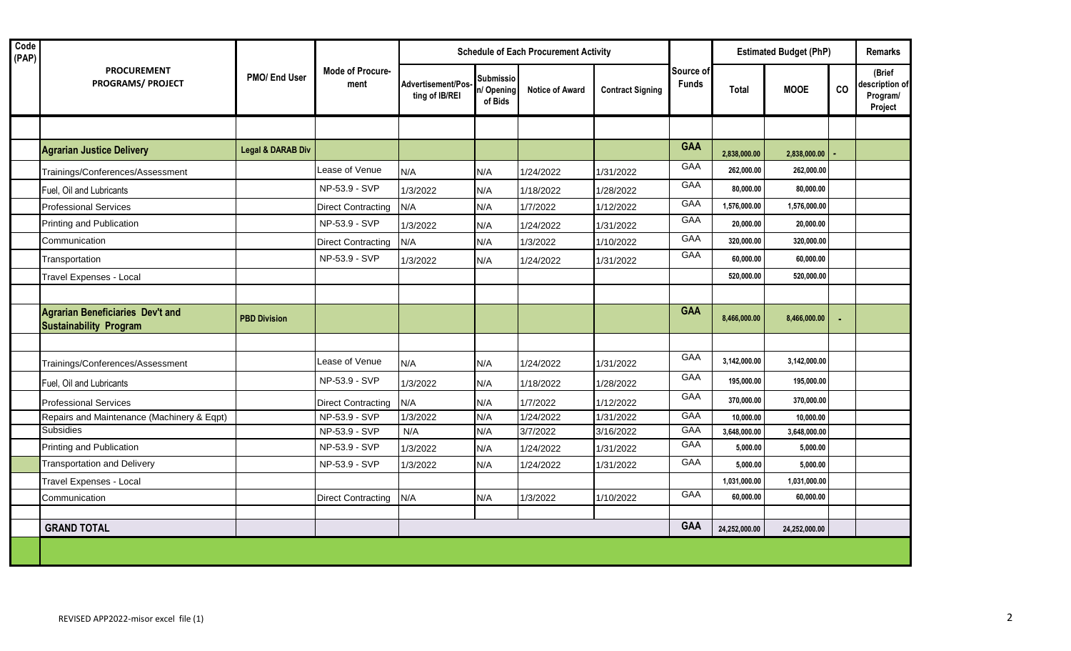| Code (PAP) | PROCUREMENT PROGRAMS/ PROJECT | PMO/ End User | Mode of Procure-ment | Schedule of Each Procurement Activity | | | | Source of Funds | Estimated Budget (PhP) | | | Remarks |
|---|---|---|---|---|---|---|---|---|---|---|---|---|
| | | | | Advertisement/Pos-ting of IB/REI | Submission/ Opening of Bids | Notice of Award | Contract Signing | | Total | MOOE | CO | (Brief description of Program/ Project |
| | | | | | | | | | | | | |
| | **Agrarian Justice Delivery** | **Legal & DARAB Div** | | | | | | **GAA** | 2,838,000.00 | 2,838,000.00 | - | |
| | Trainings/Conferences/Assessment | | Lease of Venue | N/A | N/A | 1/24/2022 | 1/31/2022 | GAA | 262,000.00 | 262,000.00 | | |
| | Fuel, Oil and Lubricants | | NP-53.9 - SVP | 1/3/2022 | N/A | 1/18/2022 | 1/28/2022 | GAA | 80,000.00 | 80,000.00 | | |
| | Professional Services | | Direct Contracting | N/A | N/A | 1/7/2022 | 1/12/2022 | GAA | 1,576,000.00 | 1,576,000.00 | | |
| | Printing and Publication | | NP-53.9 - SVP | 1/3/2022 | N/A | 1/24/2022 | 1/31/2022 | GAA | 20,000.00 | 20,000.00 | | |
| | Communication | | Direct Contracting | N/A | N/A | 1/3/2022 | 1/10/2022 | GAA | 320,000.00 | 320,000.00 | | |
| | Transportation | | NP-53.9 - SVP | 1/3/2022 | N/A | 1/24/2022 | 1/31/2022 | GAA | 60,000.00 | 60,000.00 | | |
| | Travel Expenses - Local | | | | | | | | 520,000.00 | 520,000.00 | | |
| | | | | | | | | | | | | |
| | **Agrarian Beneficiaries Dev't and Sustainability Program** | **PBD Division** | | | | | | **GAA** | 8,466,000.00 | 8,466,000.00 | - | |
| | | | | | | | | | | | | |
| | Trainings/Conferences/Assessment | | Lease of Venue | N/A | N/A | 1/24/2022 | 1/31/2022 | GAA | 3,142,000.00 | 3,142,000.00 | | |
| | Fuel, Oil and Lubricants | | NP-53.9 - SVP | 1/3/2022 | N/A | 1/18/2022 | 1/28/2022 | GAA | 195,000.00 | 195,000.00 | | |
| | Professional Services | | Direct Contracting | N/A | N/A | 1/7/2022 | 1/12/2022 | GAA | 370,000.00 | 370,000.00 | | |
| | Repairs and Maintenance (Machinery & Eqpt) | | NP-53.9 - SVP | 1/3/2022 | N/A | 1/24/2022 | 1/31/2022 | GAA | 10,000.00 | 10,000.00 | | |
| | Subsidies | | NP-53.9 - SVP | N/A | N/A | 3/7/2022 | 3/16/2022 | GAA | 3,648,000.00 | 3,648,000.00 | | |
| | Printing and Publication | | NP-53.9 - SVP | 1/3/2022 | N/A | 1/24/2022 | 1/31/2022 | GAA | 5,000.00 | 5,000.00 | | |
| | Transportation and Delivery | | NP-53.9 - SVP | 1/3/2022 | N/A | 1/24/2022 | 1/31/2022 | GAA | 5,000.00 | 5,000.00 | | |
| | Travel Expenses - Local | | | | | | | | 1,031,000.00 | 1,031,000.00 | | |
| | Communication | | Direct Contracting | N/A | N/A | 1/3/2022 | 1/10/2022 | GAA | 60,000.00 | 60,000.00 | | |
| | | | | | | | | | | | | |
| | **GRAND TOTAL** | | | | | | | **GAA** | 24,252,000.00 | 24,252,000.00 | | |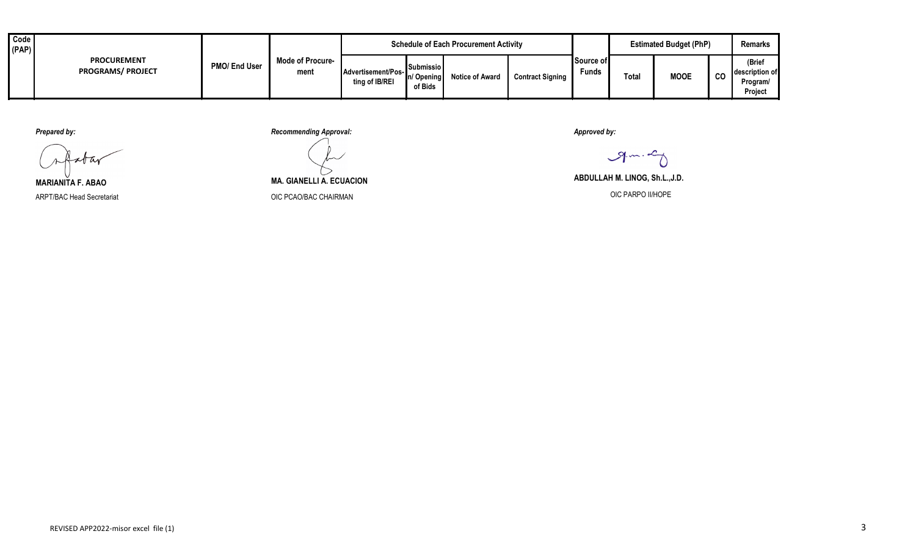| Code (PAP) | PROCUREMENT PROGRAMS/ PROJECT | PMO/ End User | Mode of Procure-ment | Schedule of Each Procurement Activity | | | | Source of Funds | Estimated Budget (PhP) | | | Remarks |
|---|---|---|---|---|---|---|---|---|---|---|---|---|
| | | | | Advertisement/Pos-ting of IB/REI | Submission/ Opening of Bids | Notice of Award | Contract Signing | | Total | MOOE | CO | (Brief description of Program/ Project |

*Prepared by:*

**MARIANITA F. ABAO**
ARPT/BAC Head Secretariat

*Recommending Approval:*

**MA. GIANELLI A. ECUACION**
OIC PCAO/BAC CHAIRMAN

*Approved by:*

**ABDULLAH M. LINOG, Sh.L.,J.D.**
OIC PARPO II/HOPE

REVISED APP2022-misor excel file (1)